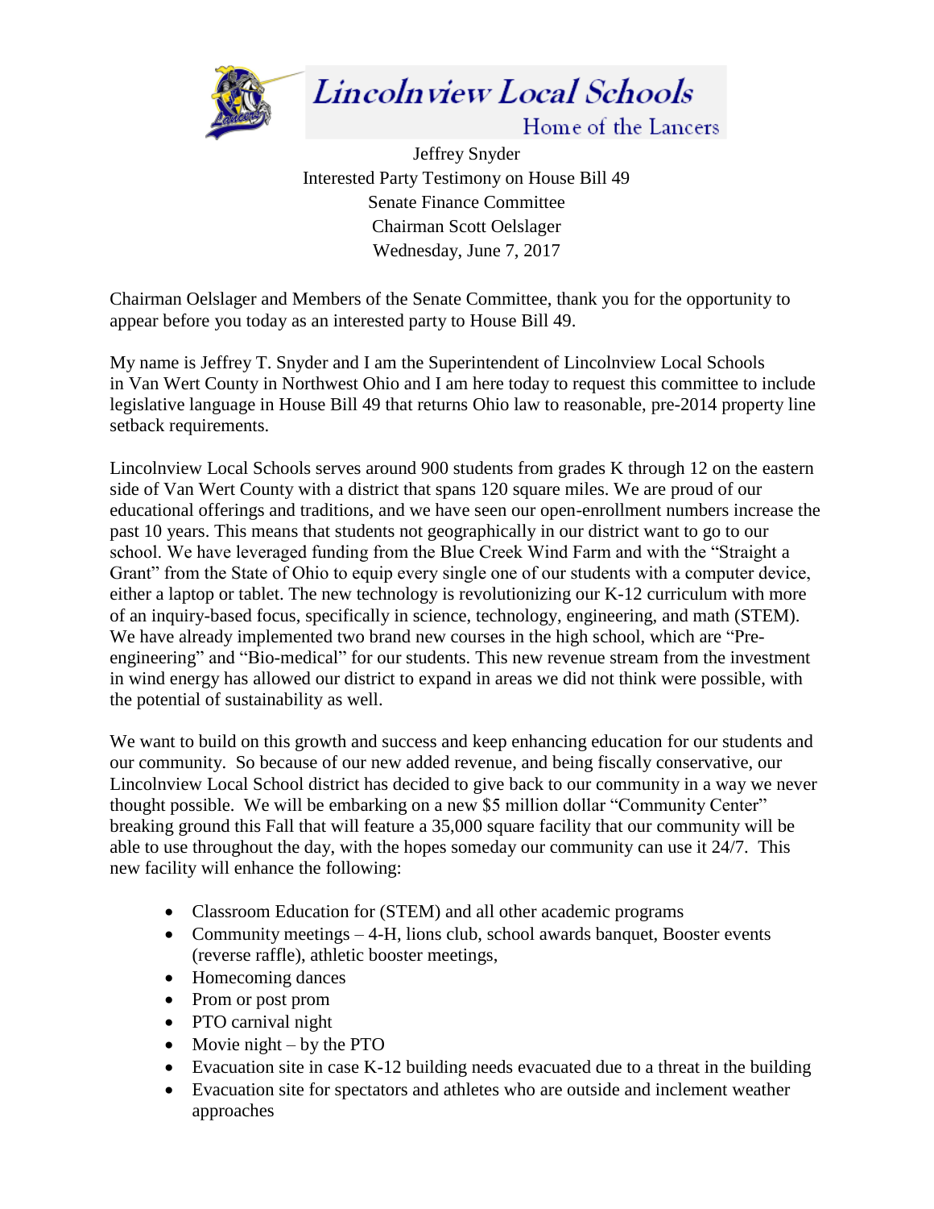# Lincolnview Local Schools

Home of the Lancers

Jeffrey Snyder
Interested Party Testimony on House Bill 49
Senate Finance Committee
Chairman Scott Oelslager
Wednesday, June 7, 2017

Chairman Oelslager and Members of the Senate Committee, thank you for the opportunity to appear before you today as an interested party to House Bill 49.

My name is Jeffrey T. Snyder and I am the Superintendent of Lincolnview Local Schools in Van Wert County in Northwest Ohio and I am here today to request this committee to include legislative language in House Bill 49 that returns Ohio law to reasonable, pre-2014 property line setback requirements.

Lincolnview Local Schools serves around 900 students from grades K through 12 on the eastern side of Van Wert County with a district that spans 120 square miles. We are proud of our educational offerings and traditions, and we have seen our open-enrollment numbers increase the past 10 years. This means that students not geographically in our district want to go to our school. We have leveraged funding from the Blue Creek Wind Farm and with the "Straight a Grant" from the State of Ohio to equip every single one of our students with a computer device, either a laptop or tablet. The new technology is revolutionizing our K-12 curriculum with more of an inquiry-based focus, specifically in science, technology, engineering, and math (STEM). We have already implemented two brand new courses in the high school, which are "Pre-engineering" and "Bio-medical" for our students. This new revenue stream from the investment in wind energy has allowed our district to expand in areas we did not think were possible, with the potential of sustainability as well.

We want to build on this growth and success and keep enhancing education for our students and our community. So because of our new added revenue, and being fiscally conservative, our Lincolnview Local School district has decided to give back to our community in a way we never thought possible. We will be embarking on a new $5 million dollar "Community Center" breaking ground this Fall that will feature a 35,000 square facility that our community will be able to use throughout the day, with the hopes someday our community can use it 24/7. This new facility will enhance the following:

- Classroom Education for (STEM) and all other academic programs
- Community meetings – 4-H, lions club, school awards banquet, Booster events (reverse raffle), athletic booster meetings,
- Homecoming dances
- Prom or post prom
- PTO carnival night
- Movie night – by the PTO
- Evacuation site in case K-12 building needs evacuated due to a threat in the building
- Evacuation site for spectators and athletes who are outside and inclement weather approaches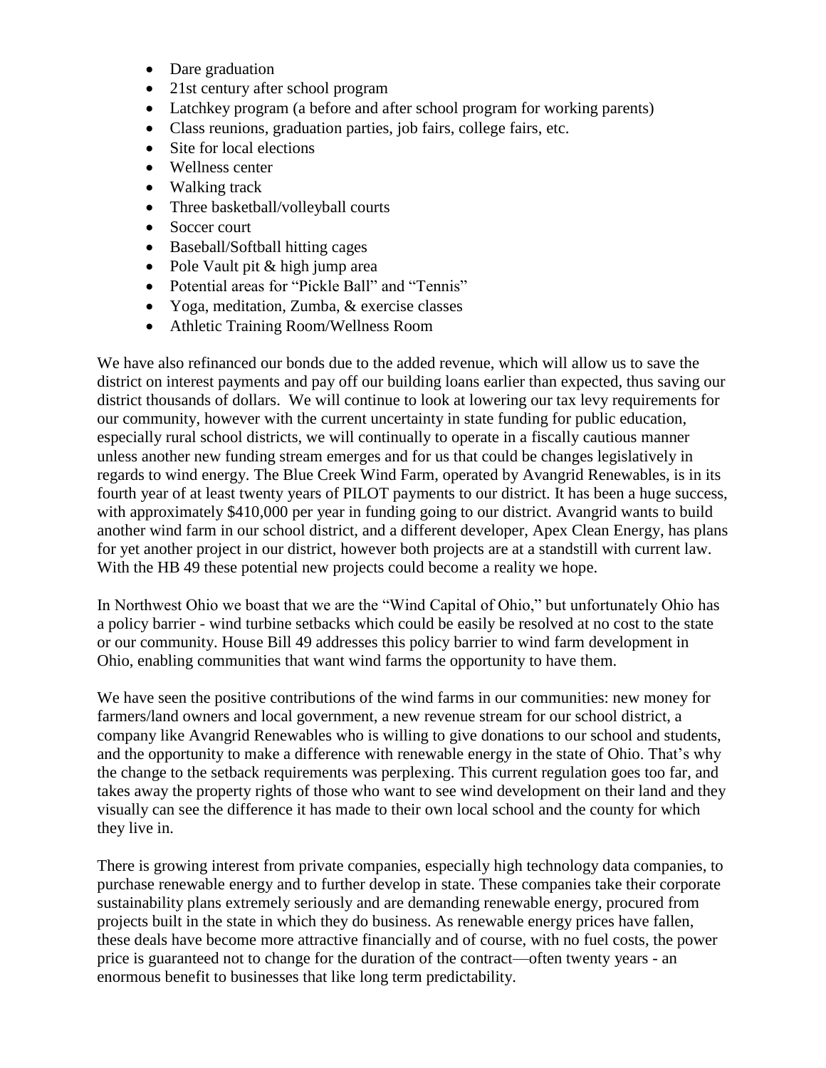- Dare graduation
- 21st century after school program
- Latchkey program (a before and after school program for working parents)
- Class reunions, graduation parties, job fairs, college fairs, etc.
- Site for local elections
- Wellness center
- Walking track
- Three basketball/volleyball courts
- Soccer court
- Baseball/Softball hitting cages
- Pole Vault pit & high jump area
- Potential areas for "Pickle Ball" and "Tennis"
- Yoga, meditation, Zumba, & exercise classes
- Athletic Training Room/Wellness Room

We have also refinanced our bonds due to the added revenue, which will allow us to save the district on interest payments and pay off our building loans earlier than expected, thus saving our district thousands of dollars. We will continue to look at lowering our tax levy requirements for our community, however with the current uncertainty in state funding for public education, especially rural school districts, we will continually to operate in a fiscally cautious manner unless another new funding stream emerges and for us that could be changes legislatively in regards to wind energy. The Blue Creek Wind Farm, operated by Avangrid Renewables, is in its fourth year of at least twenty years of PILOT payments to our district. It has been a huge success, with approximately $410,000 per year in funding going to our district. Avangrid wants to build another wind farm in our school district, and a different developer, Apex Clean Energy, has plans for yet another project in our district, however both projects are at a standstill with current law. With the HB 49 these potential new projects could become a reality we hope.

In Northwest Ohio we boast that we are the "Wind Capital of Ohio," but unfortunately Ohio has a policy barrier - wind turbine setbacks which could be easily be resolved at no cost to the state or our community. House Bill 49 addresses this policy barrier to wind farm development in Ohio, enabling communities that want wind farms the opportunity to have them.

We have seen the positive contributions of the wind farms in our communities: new money for farmers/land owners and local government, a new revenue stream for our school district, a company like Avangrid Renewables who is willing to give donations to our school and students, and the opportunity to make a difference with renewable energy in the state of Ohio. That's why the change to the setback requirements was perplexing. This current regulation goes too far, and takes away the property rights of those who want to see wind development on their land and they visually can see the difference it has made to their own local school and the county for which they live in.

There is growing interest from private companies, especially high technology data companies, to purchase renewable energy and to further develop in state. These companies take their corporate sustainability plans extremely seriously and are demanding renewable energy, procured from projects built in the state in which they do business. As renewable energy prices have fallen, these deals have become more attractive financially and of course, with no fuel costs, the power price is guaranteed not to change for the duration of the contract—often twenty years - an enormous benefit to businesses that like long term predictability.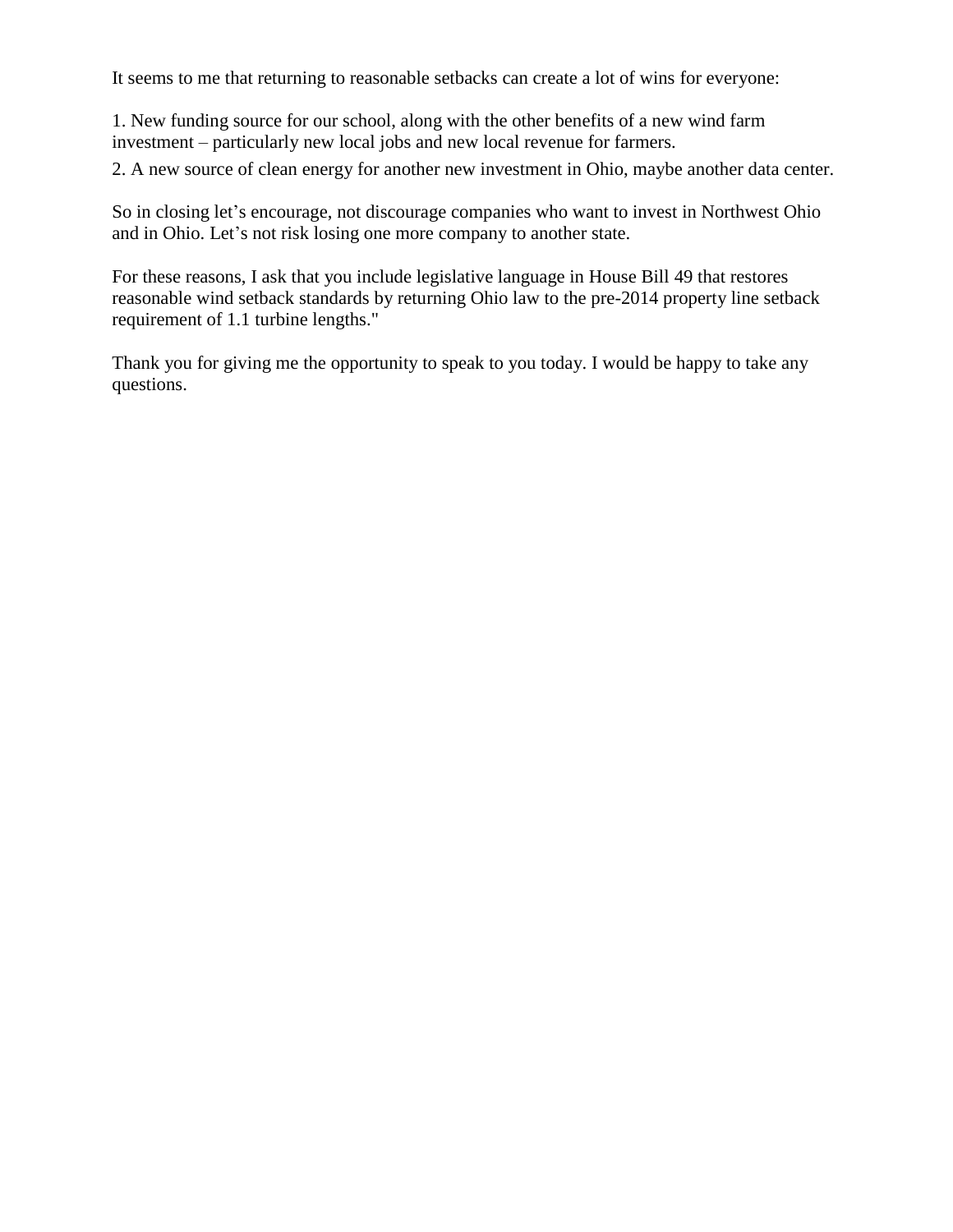It seems to me that returning to reasonable setbacks can create a lot of wins for everyone:

1. New funding source for our school, along with the other benefits of a new wind farm investment – particularly new local jobs and new local revenue for farmers.
2. A new source of clean energy for another new investment in Ohio, maybe another data center.

So in closing let's encourage, not discourage companies who want to invest in Northwest Ohio and in Ohio. Let's not risk losing one more company to another state.

For these reasons, I ask that you include legislative language in House Bill 49 that restores reasonable wind setback standards by returning Ohio law to the pre-2014 property line setback requirement of 1.1 turbine lengths."

Thank you for giving me the opportunity to speak to you today. I would be happy to take any questions.